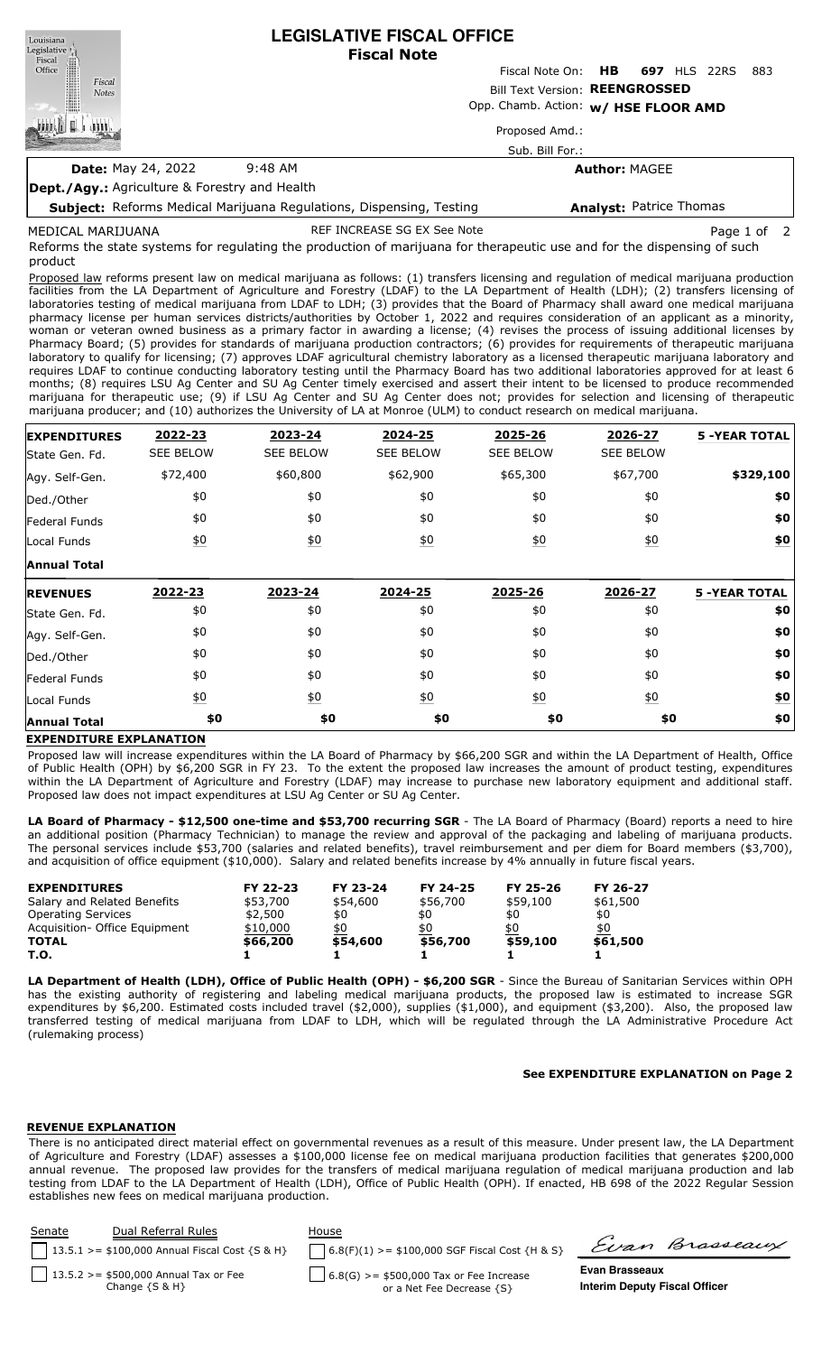# LEGISLATIVE FISCAL OFFICE
**Fiscal Note**

Fiscal Note On: **HB 697** HLS 22RS 883

Bill Text Version: **REENGROSSED**

Opp. Chamb. Action: **w/ HSE FLOOR AMD**

Proposed Amd.:

Sub. Bill For.:

**Date:** May 24, 2022 9:48 AM

**Author:** MAGEE

**Dept./Agy.:** Agriculture & Forestry and Health

**Subject:** Reforms Medical Marijuana Regulations, Dispensing, Testing

**Analyst:** Patrice Thomas

MEDICAL MARIJUANA REF INCREASE SG EX See Note

Reforms the state systems for regulating the production of marijuana for therapeutic use and for the dispensing of such product

Proposed law reforms present law on medical marijuana as follows: (1) transfers licensing and regulation of medical marijuana production facilities from the LA Department of Agriculture and Forestry (LDAF) to the LA Department of Health (LDH); (2) transfers licensing of laboratories testing of medical marijuana from LDAF to LDH; (3) provides that the Board of Pharmacy shall award one medical marijuana pharmacy license per human services districts/authorities by October 1, 2022 and requires consideration of an applicant as a minority, woman or veteran owned business as a primary factor in awarding a license; (4) revises the process of issuing additional licenses by Pharmacy Board; (5) provides for standards of marijuana production contractors; (6) provides for requirements of therapeutic marijuana laboratory to qualify for licensing; (7) approves LDAF agricultural chemistry laboratory as a licensed therapeutic marijuana laboratory and requires LDAF to continue conducting laboratory testing until the Pharmacy Board has two additional laboratories approved for at least 6 months; (8) requires LSU Ag Center and SU Ag Center timely exercised and assert their intent to be licensed to produce recommended marijuana for therapeutic use; (9) if LSU Ag Center and SU Ag Center does not; provides for selection and licensing of therapeutic marijuana producer; and (10) authorizes the University of LA at Monroe (ULM) to conduct research on medical marijuana.

| **EXPENDITURES** | **2022-23** | **2023-24** | **2024-25** | **2025-26** | **2026-27** | **5 -YEAR TOTAL** |
|---|---|---|---|---|---|---|
| State Gen. Fd. | SEE BELOW | SEE BELOW | SEE BELOW | SEE BELOW | SEE BELOW | |
| Agy. Self-Gen. | $72,400 | $60,800 | $62,900 | $65,300 | $67,700 | **$329,100** |
| Ded./Other | $0 | $0 | $0 | $0 | $0 | **$0** |
| Federal Funds | $0 | $0 | $0 | $0 | $0 | **$0** |
| Local Funds | $0 | $0 | $0 | $0 | $0 | **$0** |
| **Annual Total** | | | | | | |

| **REVENUES** | **2022-23** | **2023-24** | **2024-25** | **2025-26** | **2026-27** | **5 -YEAR TOTAL** |
|---|---|---|---|---|---|---|
| State Gen. Fd. | $0 | $0 | $0 | $0 | $0 | **$0** |
| Agy. Self-Gen. | $0 | $0 | $0 | $0 | $0 | **$0** |
| Ded./Other | $0 | $0 | $0 | $0 | $0 | **$0** |
| Federal Funds | $0 | $0 | $0 | $0 | $0 | **$0** |
| Local Funds | $0 | $0 | $0 | $0 | $0 | **$0** |
| **Annual Total** | **$0** | **$0** | **$0** | **$0** | **$0** | **$0** |

**EXPENDITURE EXPLANATION**

Proposed law will increase expenditures within the LA Board of Pharmacy by $66,200 SGR and within the LA Department of Health, Office of Public Health (OPH) by $6,200 SGR in FY 23. To the extent the proposed law increases the amount of product testing, expenditures within the LA Department of Agriculture and Forestry (LDAF) may increase to purchase new laboratory equipment and additional staff. Proposed law does not impact expenditures at LSU Ag Center or SU Ag Center.

**LA Board of Pharmacy - $12,500 one-time and $53,700 recurring SGR** - The LA Board of Pharmacy (Board) reports a need to hire an additional position (Pharmacy Technician) to manage the review and approval of the packaging and labeling of marijuana products. The personal services include $53,700 (salaries and related benefits), travel reimbursement and per diem for Board members ($3,700), and acquisition of office equipment ($10,000). Salary and related benefits increase by 4% annually in future fiscal years.

| **EXPENDITURES** | **FY 22-23** | **FY 23-24** | **FY 24-25** | **FY 25-26** | **FY 26-27** |
|---|---|---|---|---|---|
| Salary and Related Benefits | $53,700 | $54,600 | $56,700 | $59,100 | $61,500 |
| Operating Services | $2,500 | $0 | $0 | $0 | $0 |
| Acquisition- Office Equipment | $10,000 | $0 | $0 | $0 | $0 |
| **TOTAL** | **$66,200** | **$54,600** | **$56,700** | **$59,100** | **$61,500** |
| **T.O.** | **1** | **1** | **1** | **1** | **1** |

**LA Department of Health (LDH), Office of Public Health (OPH) - $6,200 SGR** - Since the Bureau of Sanitarian Services within OPH has the existing authority of registering and labeling medical marijuana products, the proposed law is estimated to increase SGR expenditures by $6,200. Estimated costs included travel ($2,000), supplies ($1,000), and equipment ($3,200). Also, the proposed law transferred testing of medical marijuana from LDAF to LDH, which will be regulated through the LA Administrative Procedure Act (rulemaking process)

**See EXPENDITURE EXPLANATION on Page 2**

**REVENUE EXPLANATION**

There is no anticipated direct material effect on governmental revenues as a result of this measure. Under present law, the LA Department of Agriculture and Forestry (LDAF) assesses a $100,000 license fee on medical marijuana production facilities that generates $200,000 annual revenue. The proposed law provides for the transfers of medical marijuana regulation of medical marijuana production and lab testing from LDAF to the LA Department of Health (LDH), Office of Public Health (OPH). If enacted, HB 698 of the 2022 Regular Session establishes new fees on medical marijuana production.

| Senate | Dual Referral Rules | House |
|---|---|---|
| | 13.5.1 >= $100,000 Annual Fiscal Cost {S & H} | 6.8(F)(1) >= $100,000 SGF Fiscal Cost {H & S} |
| | 13.5.2 >= $500,000 Annual Tax or Fee Change {S & H} | 6.8(G) >= $500,000 Tax or Fee Increase or a Net Fee Decrease {S} |

**Evan Brasseaux**
**Interim Deputy Fiscal Officer**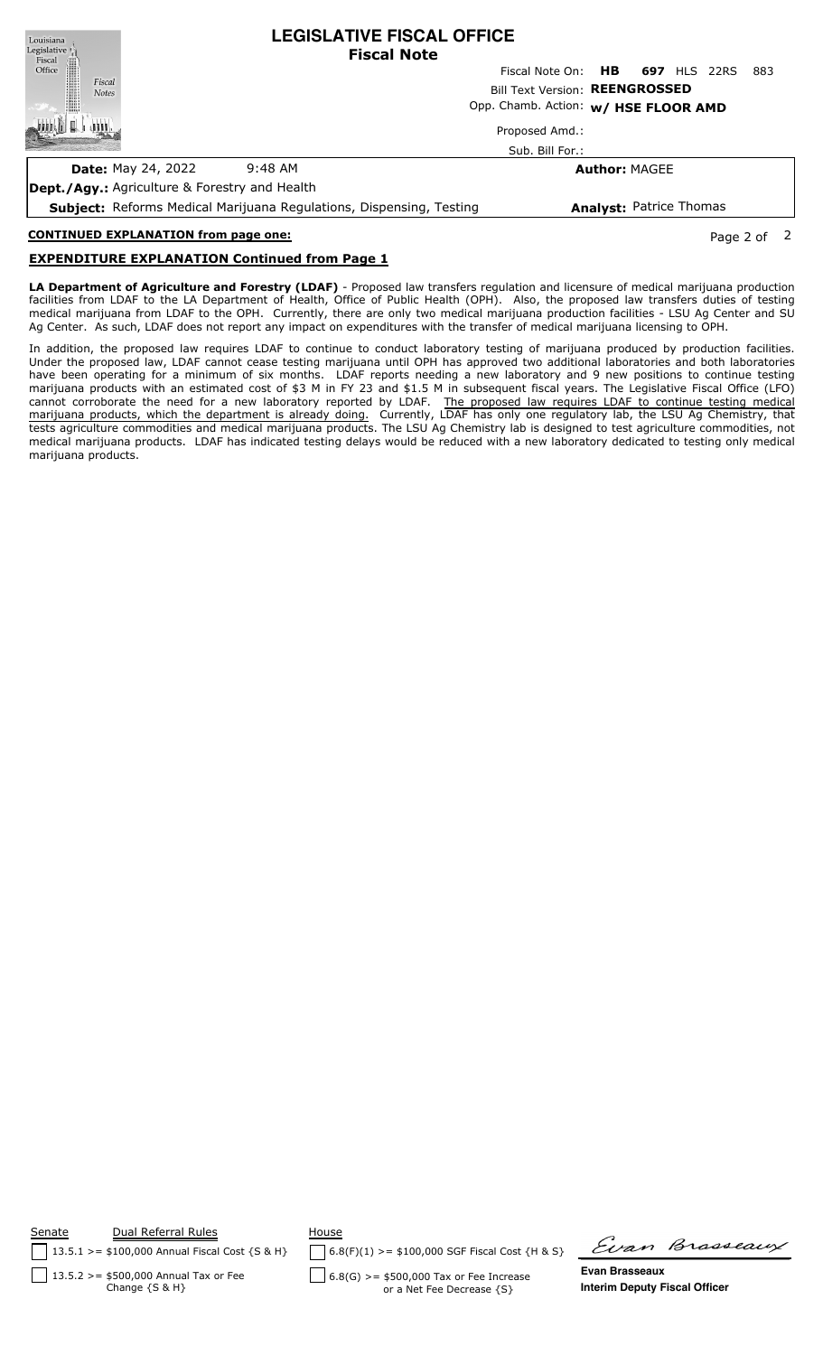# LEGISLATIVE FISCAL OFFICE
## Fiscal Note

Fiscal Note On: **HB 697** HLS 22RS 883

Bill Text Version: **REENGROSSED**

Opp. Chamb. Action: **w/ HSE FLOOR AMD**

Proposed Amd.:

Sub. Bill For.:

**Date:** May 24, 2022 9:48 AM

**Author:** MAGEE

**Dept./Agy.:** Agriculture & Forestry and Health

**Subject:** Reforms Medical Marijuana Regulations, Dispensing, Testing

**Analyst:** Patrice Thomas

**CONTINUED EXPLANATION from page one:**

**EXPENDITURE EXPLANATION Continued from Page 1**

**LA Department of Agriculture and Forestry (LDAF)** - Proposed law transfers regulation and licensure of medical marijuana production facilities from LDAF to the LA Department of Health, Office of Public Health (OPH). Also, the proposed law transfers duties of testing medical marijuana from LDAF to the OPH. Currently, there are only two medical marijuana production facilities - LSU Ag Center and SU Ag Center. As such, LDAF does not report any impact on expenditures with the transfer of medical marijuana licensing to OPH.

In addition, the proposed law requires LDAF to continue to conduct laboratory testing of marijuana produced by production facilities. Under the proposed law, LDAF cannot cease testing marijuana until OPH has approved two additional laboratories and both laboratories have been operating for a minimum of six months. LDAF reports needing a new laboratory and 9 new positions to continue testing marijuana products with an estimated cost of $3 M in FY 23 and $1.5 M in subsequent fiscal years. The Legislative Fiscal Office (LFO) cannot corroborate the need for a new laboratory reported by LDAF. The proposed law requires LDAF to continue testing medical marijuana products, which the department is already doing. Currently, LDAF has only one regulatory lab, the LSU Ag Chemistry, that tests agriculture commodities and medical marijuana products. The LSU Ag Chemistry lab is designed to test agriculture commodities, not medical marijuana products. LDAF has indicated testing delays would be reduced with a new laboratory dedicated to testing only medical marijuana products.

| Senate | Dual Referral Rules | House |
|---|---|---|
| | 13.5.1 >= $100,000 Annual Fiscal Cost {S & H} | 6.8(F)(1) >= $100,000 SGF Fiscal Cost {H & S} |
| | 13.5.2 >= $500,000 Annual Tax or Fee Change {S & H} | 6.8(G) >= $500,000 Tax or Fee Increase or a Net Fee Decrease {S} |

Evan Brasseaux

**Evan Brasseaux**
**Interim Deputy Fiscal Officer**